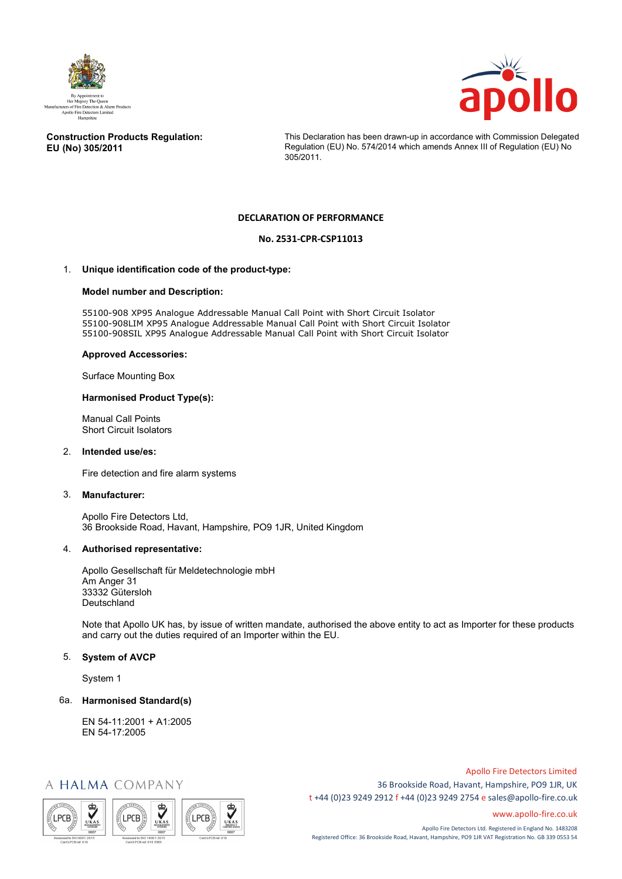By Appointment to
Her Majesty The Queen
Manufacturers of Fire Detection & Alarm Products
Apollo Fire Detectors Limited
Hampshire

**Construction Products Regulation:**
**EU (No) 305/2011**

This Declaration has been drawn-up in accordance with Commission Delegated Regulation (EU) No. 574/2014 which amends Annex III of Regulation (EU) No 305/2011.

# DECLARATION OF PERFORMANCE

## No. 2531-CPR-CSP11013

1. **Unique identification code of the product-type:**

   **Model number and Description:**

   55100-908 XP95 Analogue Addressable Manual Call Point with Short Circuit Isolator
   55100-908LIM XP95 Analogue Addressable Manual Call Point with Short Circuit Isolator
   55100-908SIL XP95 Analogue Addressable Manual Call Point with Short Circuit Isolator

   **Approved Accessories:**

   Surface Mounting Box

   **Harmonised Product Type(s):**

   Manual Call Points
   Short Circuit Isolators

2. **Intended use/es:**

   Fire detection and fire alarm systems

3. **Manufacturer:**

   Apollo Fire Detectors Ltd,
   36 Brookside Road, Havant, Hampshire, PO9 1JR, United Kingdom

4. **Authorised representative:**

   Apollo Gesellschaft für Meldetechnologie mbH
   Am Anger 31
   33332 Gütersloh
   Deutschland

   Note that Apollo UK has, by issue of written mandate, authorised the above entity to act as Importer for these products and carry out the duties required of an Importer within the EU.

5. **System of AVCP**

   System 1

6a. **Harmonised Standard(s)**

   EN 54-11:2001 + A1:2005
   EN 54-17:2005

A HALMA COMPANY

Apollo Fire Detectors Limited
36 Brookside Road, Havant, Hampshire, PO9 1JR, UK
t +44 (0)23 9249 2912 f +44 (0)23 9249 2754 e sales@apollo-fire.co.uk
www.apollo-fire.co.uk

Apollo Fire Detectors Ltd. Registered in England No. 1483208
Registered Office: 36 Brookside Road, Havant, Hampshire, PO9 1JR VAT Registration No. GB 339 0553 54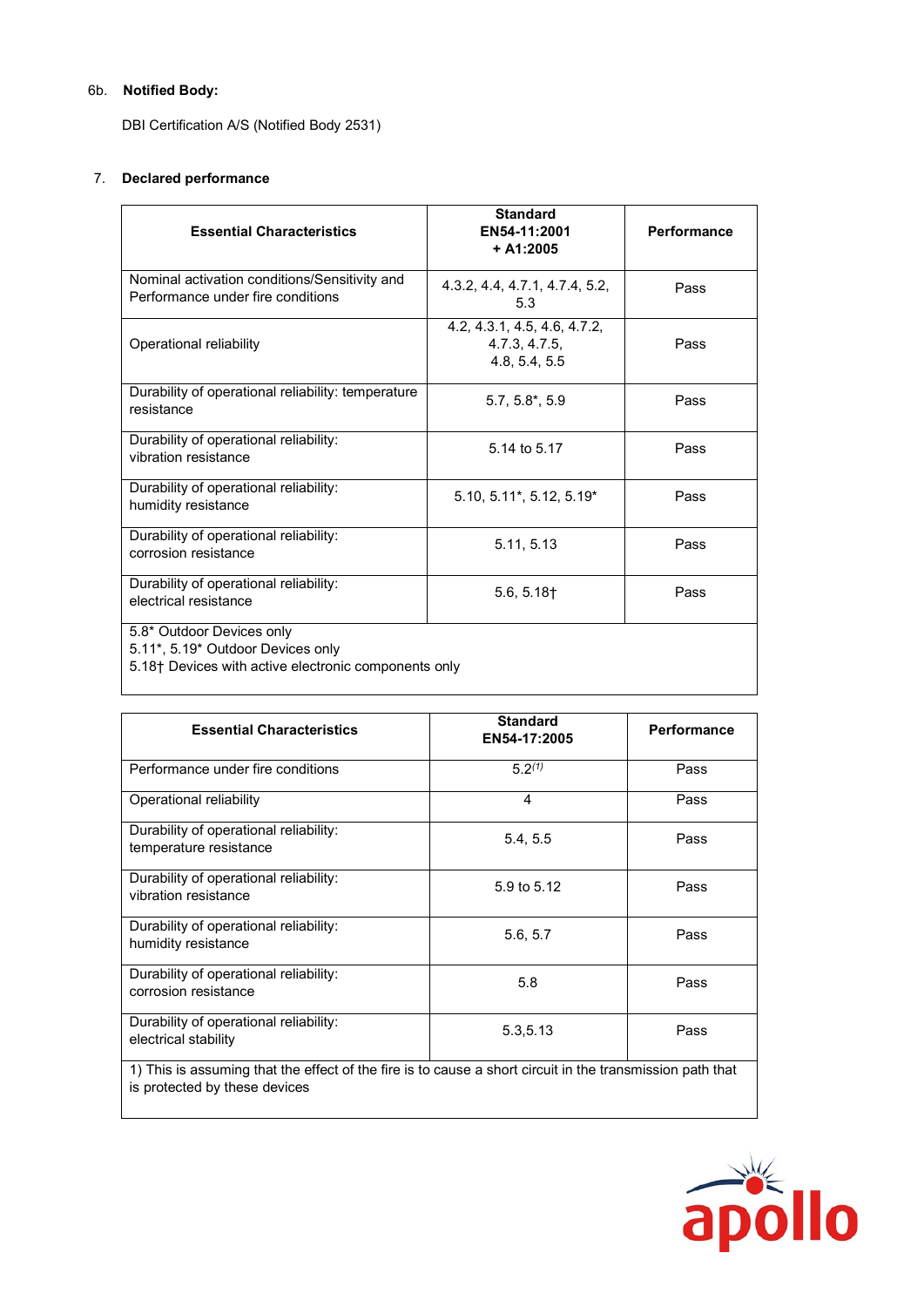6b. **Notified Body:**

DBI Certification A/S (Notified Body 2531)

7. **Declared performance**

| Essential Characteristics | Standard EN54-11:2001 + A1:2005 | Performance |
|---|---|---|
| Nominal activation conditions/Sensitivity and Performance under fire conditions | 4.3.2, 4.4, 4.7.1, 4.7.4, 5.2, 5.3 | Pass |
| Operational reliability | 4.2, 4.3.1, 4.5, 4.6, 4.7.2, 4.7.3, 4.7.5, 4.8, 5.4, 5.5 | Pass |
| Durability of operational reliability: temperature resistance | 5.7, 5.8*, 5.9 | Pass |
| Durability of operational reliability: vibration resistance | 5.14 to 5.17 | Pass |
| Durability of operational reliability: humidity resistance | 5.10, 5.11*, 5.12, 5.19* | Pass |
| Durability of operational reliability: corrosion resistance | 5.11, 5.13 | Pass |
| Durability of operational reliability: electrical resistance | 5.6, 5.18† | Pass |
| 5.8* Outdoor Devices only<br>5.11*, 5.19* Outdoor Devices only<br>5.18† Devices with active electronic components only | | |

| Essential Characteristics | Standard EN54-17:2005 | Performance |
|---|---|---|
| Performance under fire conditions | 5.2[(1)] | Pass |
| Operational reliability | 4 | Pass |
| Durability of operational reliability: temperature resistance | 5.4, 5.5 | Pass |
| Durability of operational reliability: vibration resistance | 5.9 to 5.12 | Pass |
| Durability of operational reliability: humidity resistance | 5.6, 5.7 | Pass |
| Durability of operational reliability: corrosion resistance | 5.8 | Pass |
| Durability of operational reliability: electrical stability | 5.3,5.13 | Pass |
| 1) This is assuming that the effect of the fire is to cause a short circuit in the transmission path that is protected by these devices | | |

apollo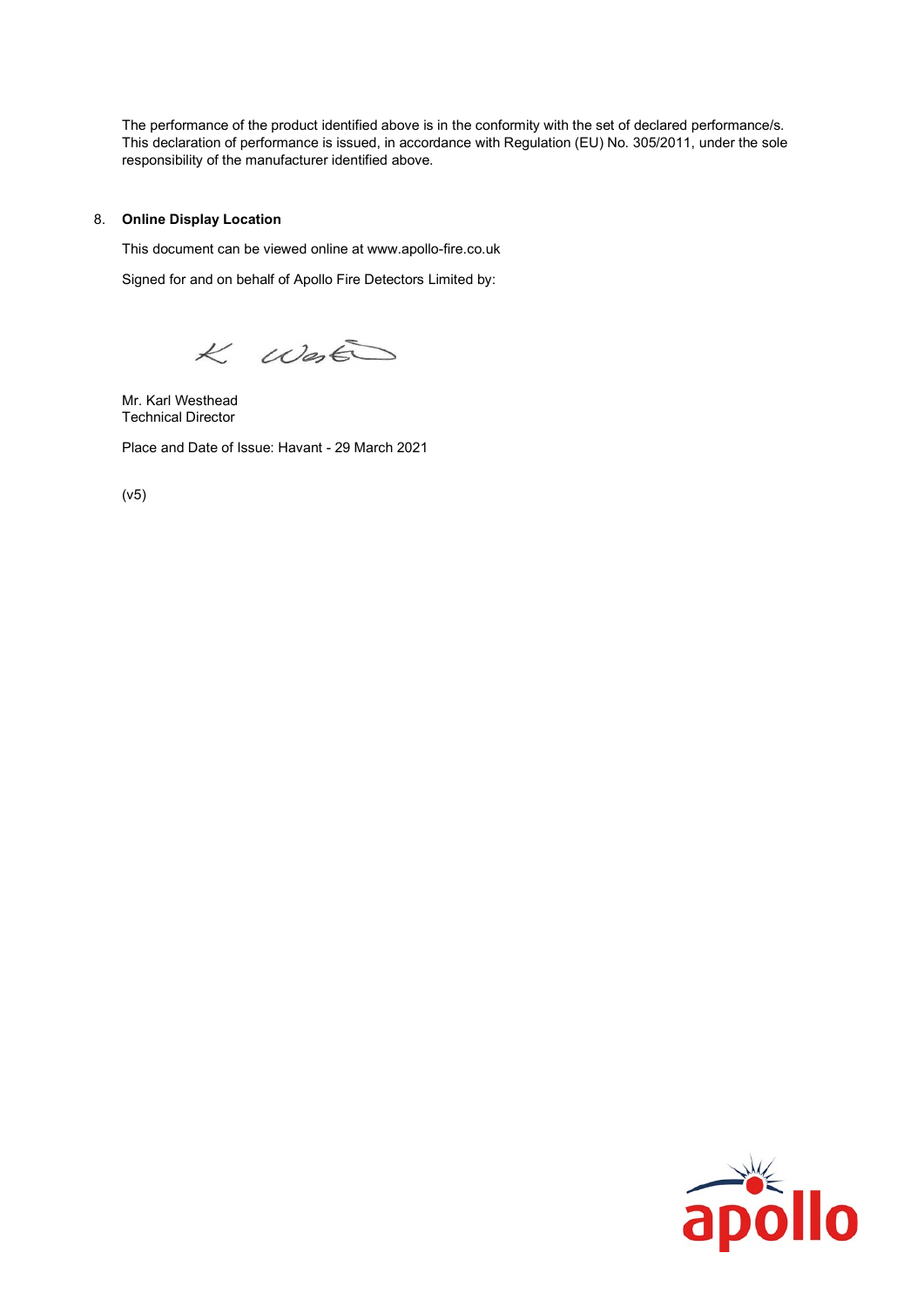The performance of the product identified above is in the conformity with the set of declared performance/s. This declaration of performance is issued, in accordance with Regulation (EU) No. 305/2011, under the sole responsibility of the manufacturer identified above.

8. **Online Display Location**

This document can be viewed online at www.apollo-fire.co.uk

Signed for and on behalf of Apollo Fire Detectors Limited by:

Mr. Karl Westhead
Technical Director

Place and Date of Issue: Havant - 29 March 2021

(v5)